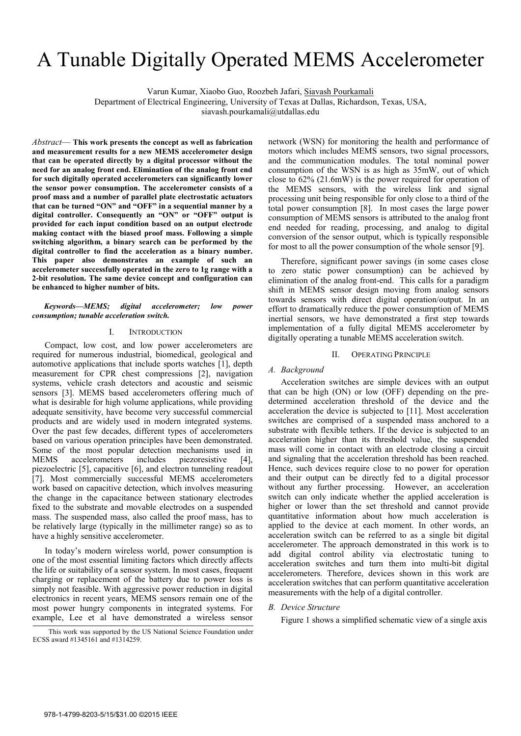# A Tunable Digitally Operated MEMS Accelerometer

Varun Kumar, Xiaobo Guo, Roozbeh Jafari, Siavash Pourkamali
Department of Electrical Engineering, University of Texas at Dallas, Richardson, Texas, USA,
siavash.pourkamali@utdallas.edu

*Abstract*— **This work presents the concept as well as fabrication and measurement results for a new MEMS accelerometer design that can be operated directly by a digital processor without the need for an analog front end. Elimination of the analog front end for such digitally operated accelerometers can significantly lower the sensor power consumption. The accelerometer consists of a proof mass and a number of parallel plate electrostatic actuators that can be turned "ON" and "OFF" in a sequential manner by a digital controller. Consequently an "ON" or "OFF" output is provided for each input condition based on an output electrode making contact with the biased proof mass. Following a simple switching algorithm, a binary search can be performed by the digital controller to find the acceleration as a binary number. This paper also demonstrates an example of such an accelerometer successfully operated in the zero to 1g range with a 2-bit resolution. The same device concept and configuration can be enhanced to higher number of bits.**

***Keywords—MEMS; digital accelerometer; low power consumption; tunable acceleration switch.***

## I. Introduction

Compact, low cost, and low power accelerometers are required for numerous industrial, biomedical, geological and automotive applications that include sports watches [1], depth measurement for CPR chest compressions [2], navigation systems, vehicle crash detectors and acoustic and seismic sensors [3]. MEMS based accelerometers offering much of what is desirable for high volume applications, while providing adequate sensitivity, have become very successful commercial products and are widely used in modern integrated systems. Over the past few decades, different types of accelerometers based on various operation principles have been demonstrated. Some of the most popular detection mechanisms used in MEMS accelerometers includes piezoresistive [4], piezoelectric [5], capacitive [6], and electron tunneling readout [7]. Most commercially successful MEMS accelerometers work based on capacitive detection, which involves measuring the change in the capacitance between stationary electrodes fixed to the substrate and movable electrodes on a suspended mass. The suspended mass, also called the proof mass, has to be relatively large (typically in the millimeter range) so as to have a highly sensitive accelerometer.

In today's modern wireless world, power consumption is one of the most essential limiting factors which directly affects the life or suitability of a sensor system. In most cases, frequent charging or replacement of the battery due to power loss is simply not feasible. With aggressive power reduction in digital electronics in recent years, MEMS sensors remain one of the most power hungry components in integrated systems. For example, Lee et al have demonstrated a wireless sensor network (WSN) for monitoring the health and performance of motors which includes MEMS sensors, two signal processors, and the communication modules. The total nominal power consumption of the WSN is as high as 35mW, out of which close to 62% (21.6mW) is the power required for operation of the MEMS sensors, with the wireless link and signal processing unit being responsible for only close to a third of the total power consumption [8]. In most cases the large power consumption of MEMS sensors is attributed to the analog front end needed for reading, processing, and analog to digital conversion of the sensor output, which is typically responsible for most to all the power consumption of the whole sensor [9].

Therefore, significant power savings (in some cases close to zero static power consumption) can be achieved by elimination of the analog front-end. This calls for a paradigm shift in MEMS sensor design moving from analog sensors towards sensors with direct digital operation/output. In an effort to dramatically reduce the power consumption of MEMS inertial sensors, we have demonstrated a first step towards implementation of a fully digital MEMS accelerometer by digitally operating a tunable MEMS acceleration switch.

## II. Operating Principle

### *A. Background*

Acceleration switches are simple devices with an output that can be high (ON) or low (OFF) depending on the pre-determined acceleration threshold of the device and the acceleration the device is subjected to [11]. Most acceleration switches are comprised of a suspended mass anchored to a substrate with flexible tethers. If the device is subjected to an acceleration higher than its threshold value, the suspended mass will come in contact with an electrode closing a circuit and signaling that the acceleration threshold has been reached. Hence, such devices require close to no power for operation and their output can be directly fed to a digital processor without any further processing. However, an acceleration switch can only indicate whether the applied acceleration is higher or lower than the set threshold and cannot provide quantitative information about how much acceleration is applied to the device at each moment. In other words, an acceleration switch can be referred to as a single bit digital accelerometer. The approach demonstrated in this work is to add digital control ability via electrostatic tuning to acceleration switches and turn them into multi-bit digital accelerometers. Therefore, devices shown in this work are acceleration switches that can perform quantitative acceleration measurements with the help of a digital controller.

### *B. Device Structure*

Figure 1 shows a simplified schematic view of a single axis

This work was supported by the US National Science Foundation under ECSS award #1345161 and #1314259.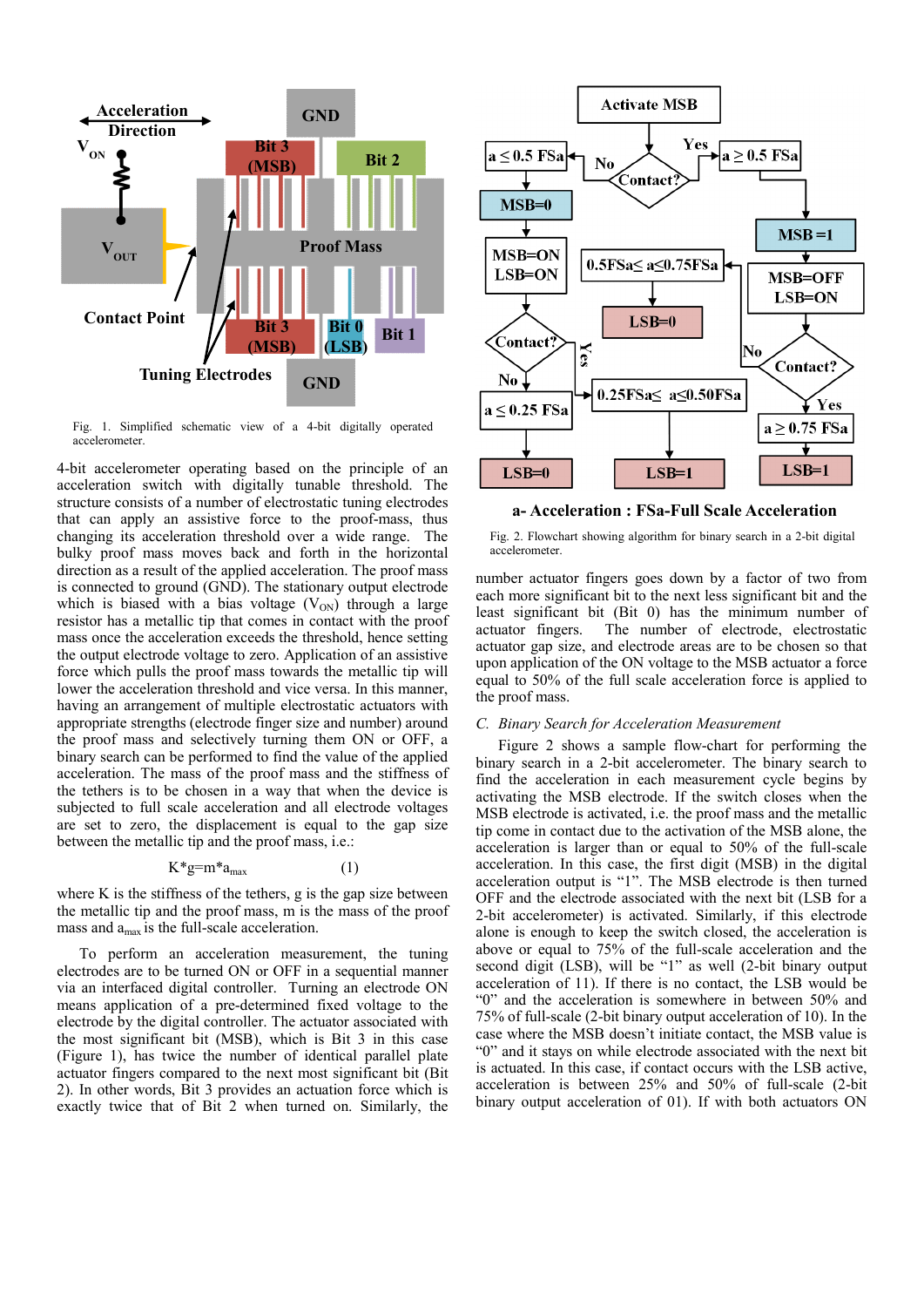Fig. 1. Simplified schematic view of a 4-bit digitally operated accelerometer.

4-bit accelerometer operating based on the principle of an acceleration switch with digitally tunable threshold. The structure consists of a number of electrostatic tuning electrodes that can apply an assistive force to the proof-mass, thus changing its acceleration threshold over a wide range. The bulky proof mass moves back and forth in the horizontal direction as a result of the applied acceleration. The proof mass is connected to ground (GND). The stationary output electrode which is biased with a bias voltage ($V_{ON}$) through a large resistor has a metallic tip that comes in contact with the proof mass once the acceleration exceeds the threshold, hence setting the output electrode voltage to zero. Application of an assistive force which pulls the proof mass towards the metallic tip will lower the acceleration threshold and vice versa. In this manner, having an arrangement of multiple electrostatic actuators with appropriate strengths (electrode finger size and number) around the proof mass and selectively turning them ON or OFF, a binary search can be performed to find the value of the applied acceleration. The mass of the proof mass and the stiffness of the tethers is to be chosen in a way that when the device is subjected to full scale acceleration and all electrode voltages are set to zero, the displacement is equal to the gap size between the metallic tip and the proof mass, i.e.:

$$K*g=m*a_{max} \qquad (1)$$

where K is the stiffness of the tethers, g is the gap size between the metallic tip and the proof mass, m is the mass of the proof mass and $a_{max}$ is the full-scale acceleration.

To perform an acceleration measurement, the tuning electrodes are to be turned ON or OFF in a sequential manner via an interfaced digital controller. Turning an electrode ON means application of a pre-determined fixed voltage to the electrode by the digital controller. The actuator associated with the most significant bit (MSB), which is Bit 3 in this case (Figure 1), has twice the number of identical parallel plate actuator fingers compared to the next most significant bit (Bit 2). In other words, Bit 3 provides an actuation force which is exactly twice that of Bit 2 when turned on. Similarly, the number actuator fingers goes down by a factor of two from each more significant bit to the next less significant bit and the least significant bit (Bit 0) has the minimum number of actuator fingers. The number of electrode, electrostatic actuator gap size, and electrode areas are to be chosen so that upon application of the ON voltage to the MSB actuator a force equal to 50% of the full scale acceleration force is applied to the proof mass.

a- Acceleration : FSa-Full Scale Acceleration

Fig. 2. Flowchart showing algorithm for binary search in a 2-bit digital accelerometer.

### C. *Binary Search for Acceleration Measurement*

Figure 2 shows a sample flow-chart for performing the binary search in a 2-bit accelerometer. The binary search to find the acceleration in each measurement cycle begins by activating the MSB electrode. If the switch closes when the MSB electrode is activated, i.e. the proof mass and the metallic tip come in contact due to the activation of the MSB alone, the acceleration is larger than or equal to 50% of the full-scale acceleration. In this case, the first digit (MSB) in the digital acceleration output is "1". The MSB electrode is then turned OFF and the electrode associated with the next bit (LSB for a 2-bit accelerometer) is activated. Similarly, if this electrode alone is enough to keep the switch closed, the acceleration is above or equal to 75% of the full-scale acceleration and the second digit (LSB), will be "1" as well (2-bit binary output acceleration of 11). If there is no contact, the LSB would be "0" and the acceleration is somewhere in between 50% and 75% of full-scale (2-bit binary output acceleration of 10). In the case where the MSB doesn't initiate contact, the MSB value is "0" and it stays on while electrode associated with the next bit is actuated. In this case, if contact occurs with the LSB active, acceleration is between 25% and 50% of full-scale (2-bit binary output acceleration of 01). If with both actuators ON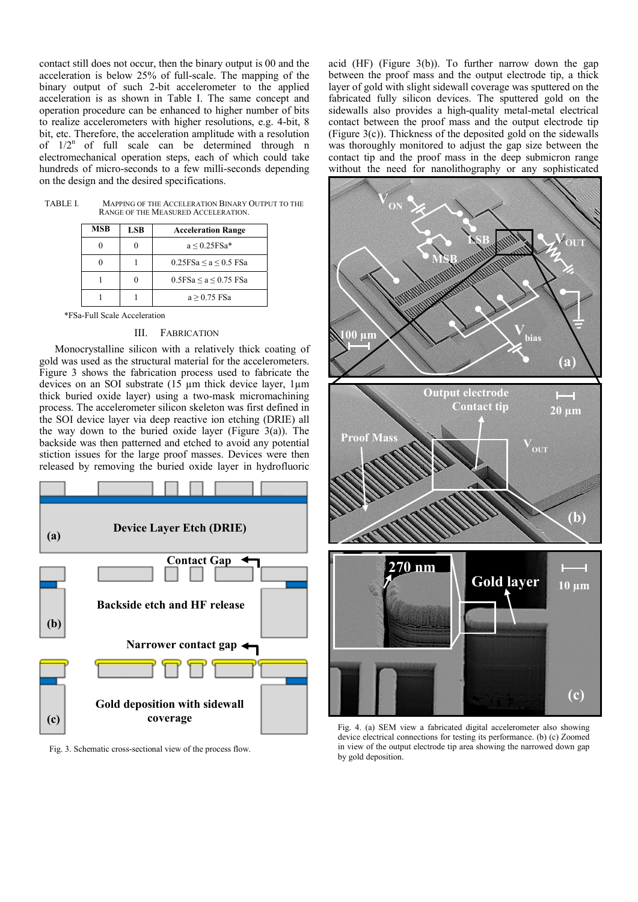contact still does not occur, then the binary output is 00 and the acceleration is below 25% of full-scale. The mapping of the binary output of such 2-bit accelerometer to the applied acceleration is as shown in Table I. The same concept and operation procedure can be enhanced to higher number of bits to realize accelerometers with higher resolutions, e.g. 4-bit, 8 bit, etc. Therefore, the acceleration amplitude with a resolution of $1/2^n$ of full scale can be determined through n electromechanical operation steps, each of which could take hundreds of micro-seconds to a few milli-seconds depending on the design and the desired specifications.

TABLE I. MAPPING OF THE ACCELERATION BINARY OUTPUT TO THE RANGE OF THE MEASURED ACCELERATION.

| MSB | LSB | Acceleration Range |
|---|---|---|
| 0 | 0 | a ≤ 0.25FSa* |
| 0 | 1 | 0.25FSa ≤ a ≤ 0.5 FSa |
| 1 | 0 | 0.5FSa ≤ a ≤ 0.75 FSa |
| 1 | 1 | a ≥ 0.75 FSa |

*FSa-Full Scale Acceleration

## III. FABRICATION

Monocrystalline silicon with a relatively thick coating of gold was used as the structural material for the accelerometers. Figure 3 shows the fabrication process used to fabricate the devices on an SOI substrate (15 µm thick device layer, 1µm thick buried oxide layer) using a two-mask micromachining process. The accelerometer silicon skeleton was first defined in the SOI device layer via deep reactive ion etching (DRIE) all the way down to the buried oxide layer (Figure 3(a)). The backside was then patterned and etched to avoid any potential stiction issues for the large proof masses. Devices were then released by removing the buried oxide layer in hydrofluoric acid (HF) (Figure 3(b)). To further narrow down the gap between the proof mass and the output electrode tip, a thick layer of gold with slight sidewall coverage was sputtered on the fabricated fully silicon devices. The sputtered gold on the sidewalls also provides a high-quality metal-metal electrical contact between the proof mass and the output electrode tip (Figure 3(c)). Thickness of the deposited gold on the sidewalls was thoroughly monitored to adjust the gap size between the contact tip and the proof mass in the deep submicron range without the need for nanolithography or any sophisticated

Fig. 3. Schematic cross-sectional view of the process flow.

Fig. 4. (a) SEM view a fabricated digital accelerometer also showing device electrical connections for testing its performance. (b) (c) Zoomed in view of the output electrode tip area showing the narrowed down gap by gold deposition.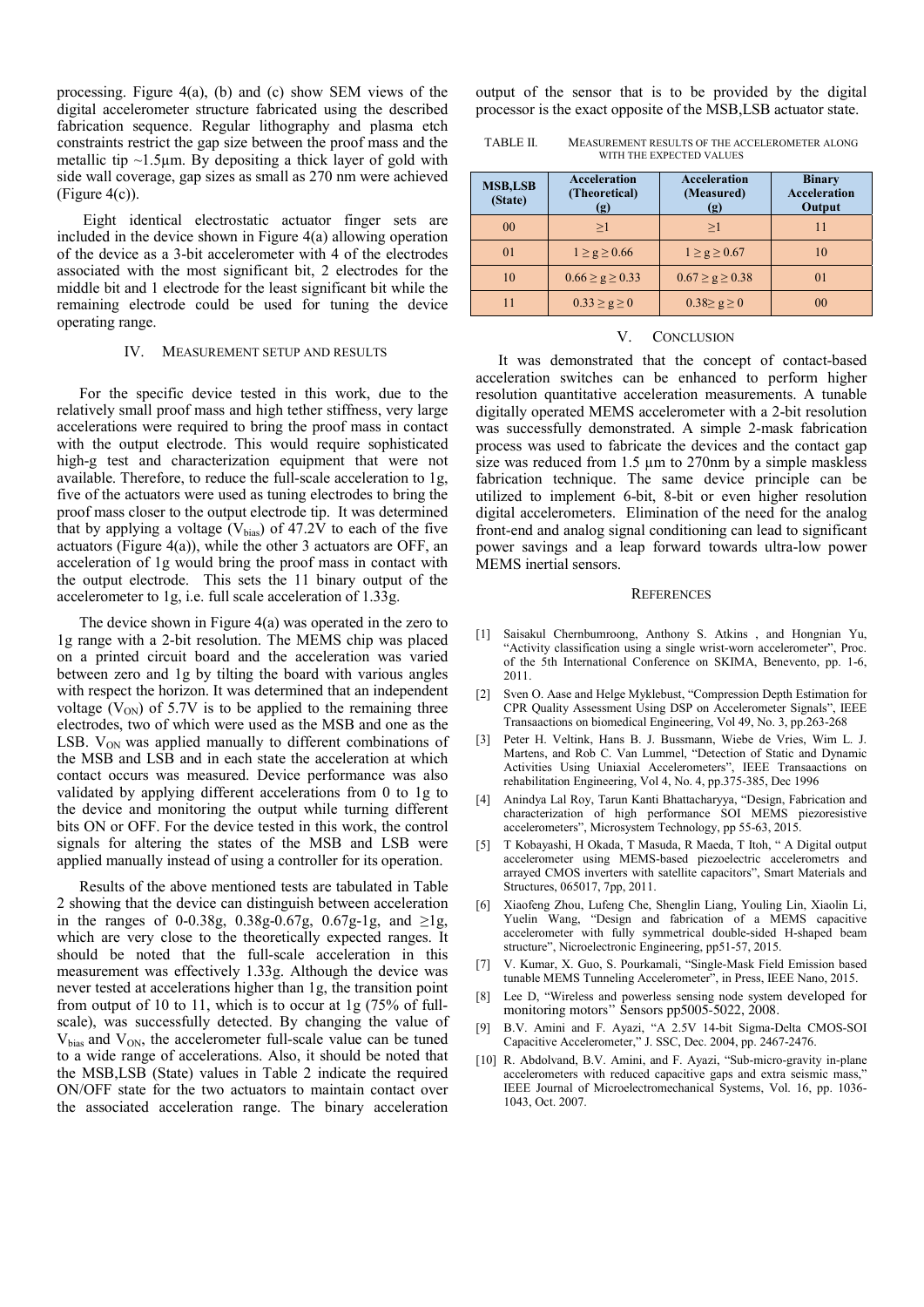processing. Figure 4(a), (b) and (c) show SEM views of the digital accelerometer structure fabricated using the described fabrication sequence. Regular lithography and plasma etch constraints restrict the gap size between the proof mass and the metallic tip ~1.5µm. By depositing a thick layer of gold with side wall coverage, gap sizes as small as 270 nm were achieved (Figure 4(c)).

Eight identical electrostatic actuator finger sets are included in the device shown in Figure 4(a) allowing operation of the device as a 3-bit accelerometer with 4 of the electrodes associated with the most significant bit, 2 electrodes for the middle bit and 1 electrode for the least significant bit while the remaining electrode could be used for tuning the device operating range.

## IV. Measurement Setup and Results

For the specific device tested in this work, due to the relatively small proof mass and high tether stiffness, very large accelerations were required to bring the proof mass in contact with the output electrode. This would require sophisticated high-g test and characterization equipment that were not available. Therefore, to reduce the full-scale acceleration to 1g, five of the actuators were used as tuning electrodes to bring the proof mass closer to the output electrode tip. It was determined that by applying a voltage ($V_{bias}$) of 47.2V to each of the five actuators (Figure 4(a)), while the other 3 actuators are OFF, an acceleration of 1g would bring the proof mass in contact with the output electrode. This sets the 11 binary output of the accelerometer to 1g, i.e. full scale acceleration of 1.33g.

The device shown in Figure 4(a) was operated in the zero to 1g range with a 2-bit resolution. The MEMS chip was placed on a printed circuit board and the acceleration was varied between zero and 1g by tilting the board with various angles with respect the horizon. It was determined that an independent voltage ($V_{ON}$) of 5.7V is to be applied to the remaining three electrodes, two of which were used as the MSB and one as the LSB. $V_{ON}$ was applied manually to different combinations of the MSB and LSB and in each state the acceleration at which contact occurs was measured. Device performance was also validated by applying different accelerations from 0 to 1g to the device and monitoring the output while turning different bits ON or OFF. For the device tested in this work, the control signals for altering the states of the MSB and LSB were applied manually instead of using a controller for its operation.

Results of the above mentioned tests are tabulated in Table 2 showing that the device can distinguish between acceleration in the ranges of 0-0.38g, 0.38g-0.67g, 0.67g-1g, and ≥1g, which are very close to the theoretically expected ranges. It should be noted that the full-scale acceleration in this measurement was effectively 1.33g. Although the device was never tested at accelerations higher than 1g, the transition point from output of 10 to 11, which is to occur at 1g (75% of full-scale), was successfully detected. By changing the value of $V_{bias}$ and $V_{ON}$, the accelerometer full-scale value can be tuned to a wide range of accelerations. Also, it should be noted that the MSB,LSB (State) values in Table 2 indicate the required ON/OFF state for the two actuators to maintain contact over the associated acceleration range. The binary acceleration output of the sensor that is to be provided by the digital processor is the exact opposite of the MSB,LSB actuator state.

TABLE II. Measurement results of the accelerometer along with the expected values

| MSB,LSB (State) | Acceleration (Theoretical) (g) | Acceleration (Measured) (g) | Binary Acceleration Output |
|---|---|---|---|
| 00 | ≥1 | ≥1 | 11 |
| 01 | 1 ≥ g ≥ 0.66 | 1 ≥ g ≥ 0.67 | 10 |
| 10 | 0.66 ≥ g ≥ 0.33 | 0.67 ≥ g ≥ 0.38 | 01 |
| 11 | 0.33 ≥ g ≥ 0 | 0.38≥ g ≥ 0 | 00 |

## V. Conclusion

It was demonstrated that the concept of contact-based acceleration switches can be enhanced to perform higher resolution quantitative acceleration measurements. A tunable digitally operated MEMS accelerometer with a 2-bit resolution was successfully demonstrated. A simple 2-mask fabrication process was used to fabricate the devices and the contact gap size was reduced from 1.5 µm to 270nm by a simple maskless fabrication technique. The same device principle can be utilized to implement 6-bit, 8-bit or even higher resolution digital accelerometers. Elimination of the need for the analog front-end and analog signal conditioning can lead to significant power savings and a leap forward towards ultra-low power MEMS inertial sensors.

## References

[1] Saisakul Chernbumroong, Anthony S. Atkins , and Hongnian Yu, "Activity classification using a single wrist-worn accelerometer", Proc. of the 5th International Conference on SKIMA, Benevento, pp. 1-6, 2011.

[2] Sven O. Aase and Helge Myklebust, "Compression Depth Estimation for CPR Quality Assessment Using DSP on Accelerometer Signals", IEEE Transaactions on biomedical Engineering, Vol 49, No. 3, pp.263-268

[3] Peter H. Veltink, Hans B. J. Bussmann, Wiebe de Vries, Wim L. J. Martens, and Rob C. Van Lummel, "Detection of Static and Dynamic Activities Using Uniaxial Accelerometers", IEEE Transaactions on rehabilitation Engineering, Vol 4, No. 4, pp.375-385, Dec 1996

[4] Anindya Lal Roy, Tarun Kanti Bhattacharyya, "Design, Fabrication and characterization of high performance SOI MEMS piezoresistive accelerometers", Microsystem Technology, pp 55-63, 2015.

[5] T Kobayashi, H Okada, T Masuda, R Maeda, T Itoh, " A Digital output accelerometer using MEMS-based piezoelectric accelerometrs and arrayed CMOS inverters with satellite capacitors", Smart Materials and Structures, 065017, 7pp, 2011.

[6] Xiaofeng Zhou, Lufeng Che, Shenglin Liang, Youling Lin, Xiaolin Li, Yuelin Wang, "Design and fabrication of a MEMS capacitive accelerometer with fully symmetrical double-sided H-shaped beam structure", Nicroelectronic Engineering, pp51-57, 2015.

[7] V. Kumar, X. Guo, S. Pourkamali, "Single-Mask Field Emission based tunable MEMS Tunneling Accelerometer", in Press, IEEE Nano, 2015.

[8] Lee D, "Wireless and powerless sensing node system developed for monitoring motors" Sensors pp5005-5022, 2008.

[9] B.V. Amini and F. Ayazi, "A 2.5V 14-bit Sigma-Delta CMOS-SOI Capacitive Accelerometer," J. SSC, Dec. 2004, pp. 2467-2476.

[10] R. Abdolvand, B.V. Amini, and F. Ayazi, "Sub-micro-gravity in-plane accelerometers with reduced capacitive gaps and extra seismic mass," IEEE Journal of Microelectromechanical Systems, Vol. 16, pp. 1036-1043, Oct. 2007.